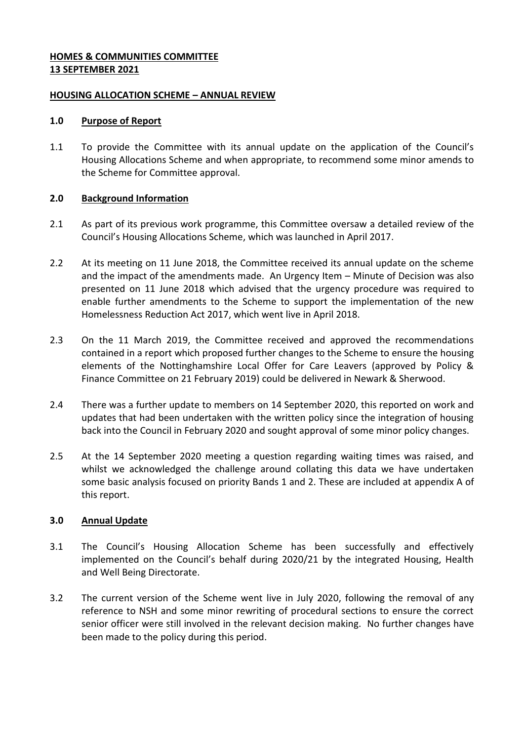**HOMES & COMMUNITIES COMMITTEE**
**13 SEPTEMBER 2021**

**HOUSING ALLOCATION SCHEME – ANNUAL REVIEW**

## 1.0 Purpose of Report

1.1 To provide the Committee with its annual update on the application of the Council's Housing Allocations Scheme and when appropriate, to recommend some minor amends to the Scheme for Committee approval.

## 2.0 Background Information

2.1 As part of its previous work programme, this Committee oversaw a detailed review of the Council's Housing Allocations Scheme, which was launched in April 2017.

2.2 At its meeting on 11 June 2018, the Committee received its annual update on the scheme and the impact of the amendments made. An Urgency Item – Minute of Decision was also presented on 11 June 2018 which advised that the urgency procedure was required to enable further amendments to the Scheme to support the implementation of the new Homelessness Reduction Act 2017, which went live in April 2018.

2.3 On the 11 March 2019, the Committee received and approved the recommendations contained in a report which proposed further changes to the Scheme to ensure the housing elements of the Nottinghamshire Local Offer for Care Leavers (approved by Policy & Finance Committee on 21 February 2019) could be delivered in Newark & Sherwood.

2.4 There was a further update to members on 14 September 2020, this reported on work and updates that had been undertaken with the written policy since the integration of housing back into the Council in February 2020 and sought approval of some minor policy changes.

2.5 At the 14 September 2020 meeting a question regarding waiting times was raised, and whilst we acknowledged the challenge around collating this data we have undertaken some basic analysis focused on priority Bands 1 and 2. These are included at appendix A of this report.

## 3.0 Annual Update

3.1 The Council's Housing Allocation Scheme has been successfully and effectively implemented on the Council's behalf during 2020/21 by the integrated Housing, Health and Well Being Directorate.

3.2 The current version of the Scheme went live in July 2020, following the removal of any reference to NSH and some minor rewriting of procedural sections to ensure the correct senior officer were still involved in the relevant decision making. No further changes have been made to the policy during this period.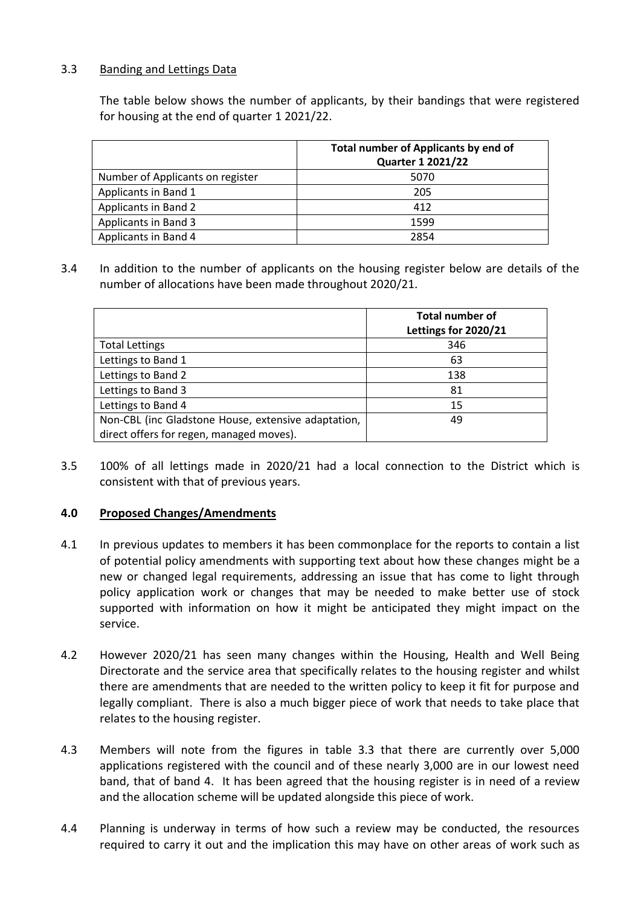3.3 Banding and Lettings Data

The table below shows the number of applicants, by their bandings that were registered for housing at the end of quarter 1 2021/22.

| | **Total number of Applicants by end of Quarter 1 2021/22** |
|---|---|
| Number of Applicants on register | 5070 |
| Applicants in Band 1 | 205 |
| Applicants in Band 2 | 412 |
| Applicants in Band 3 | 1599 |
| Applicants in Band 4 | 2854 |

3.4 In addition to the number of applicants on the housing register below are details of the number of allocations have been made throughout 2020/21.

| | **Total number of Lettings for 2020/21** |
|---|---|
| Total Lettings | 346 |
| Lettings to Band 1 | 63 |
| Lettings to Band 2 | 138 |
| Lettings to Band 3 | 81 |
| Lettings to Band 4 | 15 |
| Non-CBL (inc Gladstone House, extensive adaptation, direct offers for regen, managed moves). | 49 |

3.5 100% of all lettings made in 2020/21 had a local connection to the District which is consistent with that of previous years.

## 4.0 Proposed Changes/Amendments

4.1 In previous updates to members it has been commonplace for the reports to contain a list of potential policy amendments with supporting text about how these changes might be a new or changed legal requirements, addressing an issue that has come to light through policy application work or changes that may be needed to make better use of stock supported with information on how it might be anticipated they might impact on the service.

4.2 However 2020/21 has seen many changes within the Housing, Health and Well Being Directorate and the service area that specifically relates to the housing register and whilst there are amendments that are needed to the written policy to keep it fit for purpose and legally compliant. There is also a much bigger piece of work that needs to take place that relates to the housing register.

4.3 Members will note from the figures in table 3.3 that there are currently over 5,000 applications registered with the council and of these nearly 3,000 are in our lowest need band, that of band 4. It has been agreed that the housing register is in need of a review and the allocation scheme will be updated alongside this piece of work.

4.4 Planning is underway in terms of how such a review may be conducted, the resources required to carry it out and the implication this may have on other areas of work such as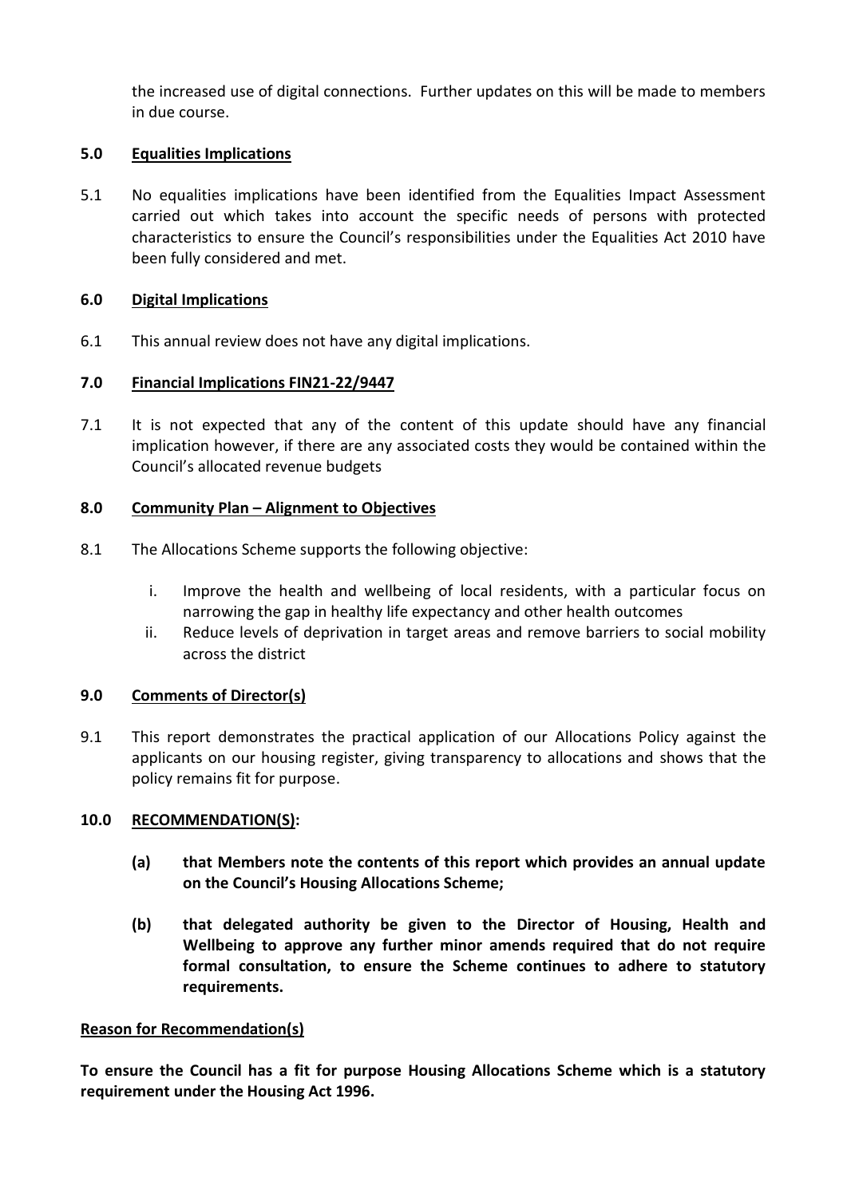the increased use of digital connections. Further updates on this will be made to members in due course.

## 5.0 Equalities Implications

5.1 No equalities implications have been identified from the Equalities Impact Assessment carried out which takes into account the specific needs of persons with protected characteristics to ensure the Council's responsibilities under the Equalities Act 2010 have been fully considered and met.

## 6.0 Digital Implications

6.1 This annual review does not have any digital implications.

## 7.0 Financial Implications FIN21-22/9447

7.1 It is not expected that any of the content of this update should have any financial implication however, if there are any associated costs they would be contained within the Council's allocated revenue budgets

## 8.0 Community Plan – Alignment to Objectives

8.1 The Allocations Scheme supports the following objective:

i. Improve the health and wellbeing of local residents, with a particular focus on narrowing the gap in healthy life expectancy and other health outcomes

ii. Reduce levels of deprivation in target areas and remove barriers to social mobility across the district

## 9.0 Comments of Director(s)

9.1 This report demonstrates the practical application of our Allocations Policy against the applicants on our housing register, giving transparency to allocations and shows that the policy remains fit for purpose.

## 10.0 RECOMMENDATION(S):

**(a) that Members note the contents of this report which provides an annual update on the Council's Housing Allocations Scheme;**

**(b) that delegated authority be given to the Director of Housing, Health and Wellbeing to approve any further minor amends required that do not require formal consultation, to ensure the Scheme continues to adhere to statutory requirements.**

**Reason for Recommendation(s)**

**To ensure the Council has a fit for purpose Housing Allocations Scheme which is a statutory requirement under the Housing Act 1996.**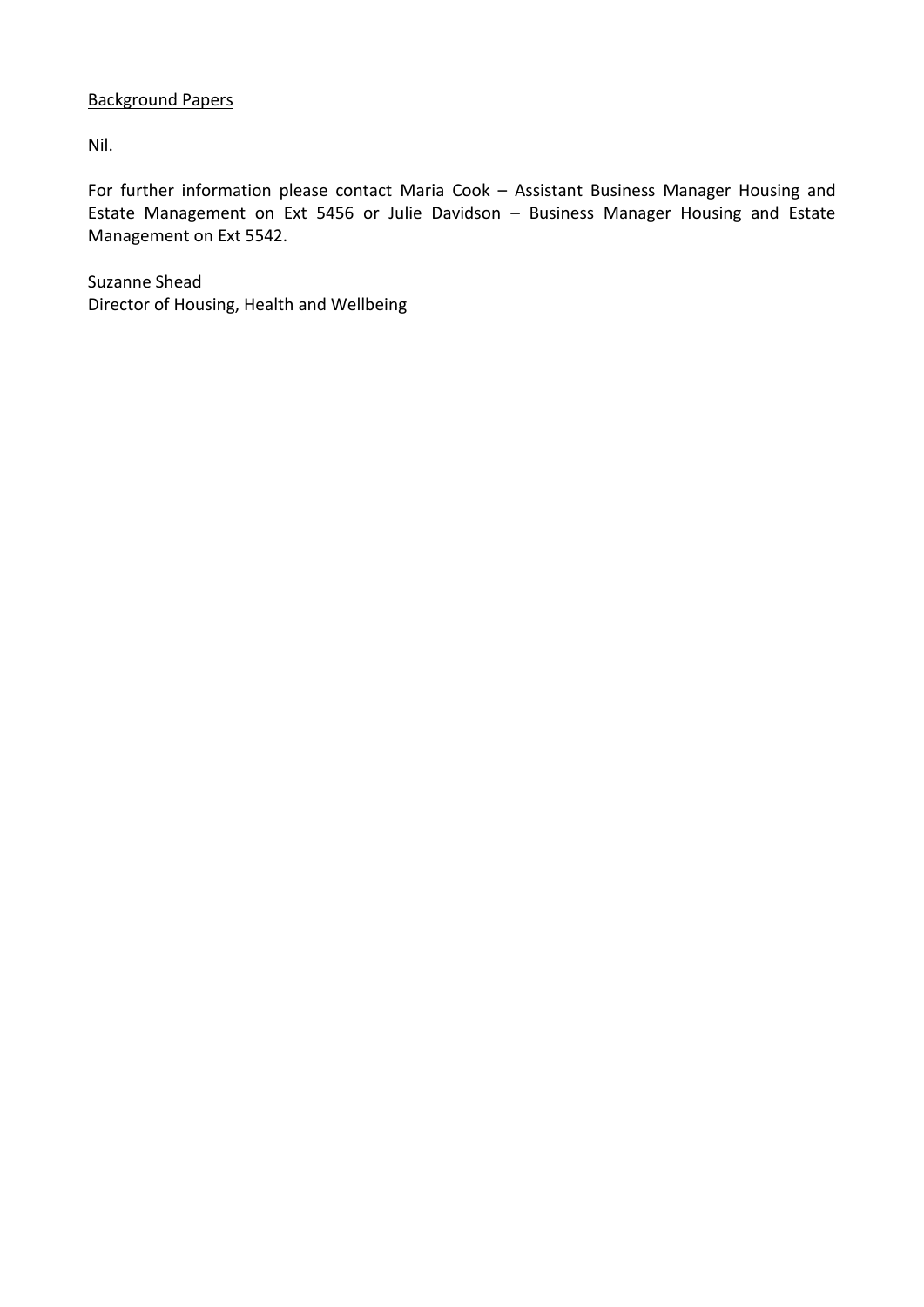Background Papers

Nil.

For further information please contact Maria Cook – Assistant Business Manager Housing and Estate Management on Ext 5456 or Julie Davidson – Business Manager Housing and Estate Management on Ext 5542.

Suzanne Shead  
Director of Housing, Health and Wellbeing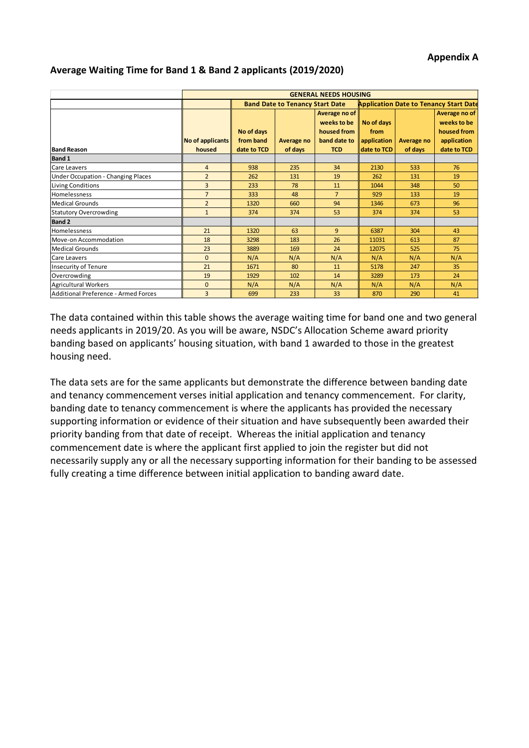**Appendix A**

## Average Waiting Time for Band 1 & Band 2 applicants (2019/2020)

| | GENERAL NEEDS HOUSING | | | | | | |
|---|---|---|---|---|---|---|---|
| | | Band Date to Tenancy Start Date | | | Application Date to Tenancy Start Date | | |
| Band Reason | No of applicants housed | No of days from band date to TCD | Average no of days | Average no of weeks to be housed from band date to TCD | No of days from application date to TCD | Average no of days | Average no of weeks to be housed from application date to TCD |
| **Band 1** | | | | | | | |
| Care Leavers | 4 | 938 | 235 | 34 | 2130 | 533 | 76 |
| Under Occupation - Changing Places | 2 | 262 | 131 | 19 | 262 | 131 | 19 |
| Living Conditions | 3 | 233 | 78 | 11 | 1044 | 348 | 50 |
| Homelessness | 7 | 333 | 48 | 7 | 929 | 133 | 19 |
| Medical Grounds | 2 | 1320 | 660 | 94 | 1346 | 673 | 96 |
| Statutory Overcrowding | 1 | 374 | 374 | 53 | 374 | 374 | 53 |
| **Band 2** | | | | | | | |
| Homelessness | 21 | 1320 | 63 | 9 | 6387 | 304 | 43 |
| Move-on Accommodation | 18 | 3298 | 183 | 26 | 11031 | 613 | 87 |
| Medical Grounds | 23 | 3889 | 169 | 24 | 12075 | 525 | 75 |
| Care Leavers | 0 | N/A | N/A | N/A | N/A | N/A | N/A |
| Insecurity of Tenure | 21 | 1671 | 80 | 11 | 5178 | 247 | 35 |
| Overcrowding | 19 | 1929 | 102 | 14 | 3289 | 173 | 24 |
| Agricultural Workers | 0 | N/A | N/A | N/A | N/A | N/A | N/A |
| Additional Preference - Armed Forces | 3 | 699 | 233 | 33 | 870 | 290 | 41 |

The data contained within this table shows the average waiting time for band one and two general needs applicants in 2019/20. As you will be aware, NSDC's Allocation Scheme award priority banding based on applicants' housing situation, with band 1 awarded to those in the greatest housing need.

The data sets are for the same applicants but demonstrate the difference between banding date and tenancy commencement verses initial application and tenancy commencement. For clarity, banding date to tenancy commencement is where the applicants has provided the necessary supporting information or evidence of their situation and have subsequently been awarded their priority banding from that date of receipt. Whereas the initial application and tenancy commencement date is where the applicant first applied to join the register but did not necessarily supply any or all the necessary supporting information for their banding to be assessed fully creating a time difference between initial application to banding award date.